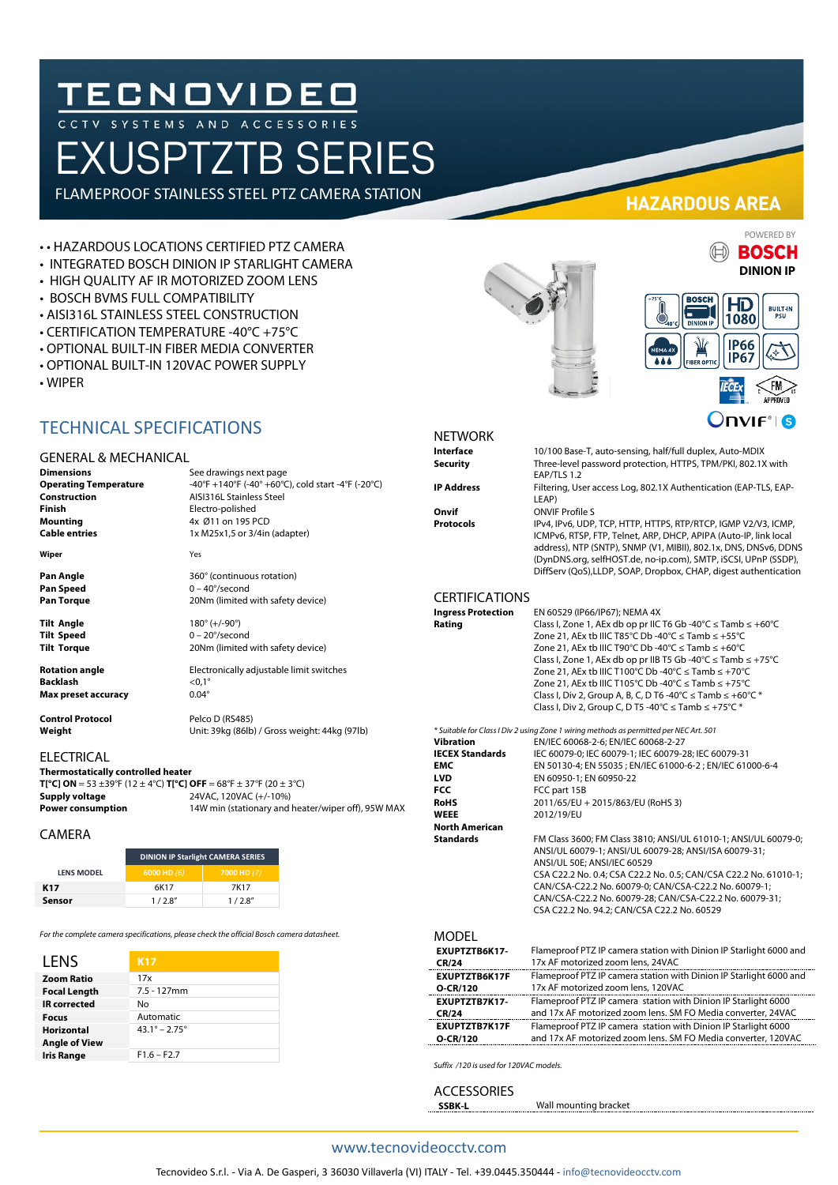# TECNOVIDEO

CCTV SYSTEMS AND ACCESSORIES

# EXUSPTZTB SERIES

FLAMEPROOF STAINLESS STEEL PTZ CAMERA STATION

**HAZARDOUS AREA**

- • HAZARDOUS LOCATIONS CERTIFIED PTZ CAMERA
- INTEGRATED BOSCH DINION IP STARLIGHT CAMERA
- HIGH QUALITY AF IR MOTORIZED ZOOM LENS
- BOSCH BVMS FULL COMPATIBILITY
- AISI316L STAINLESS STEEL CONSTRUCTION
- CERTIFICATION TEMPERATURE -40°C +75°C
- OPTIONAL BUILT-IN FIBER MEDIA CONVERTER
- OPTIONAL BUILT-IN 120VAC POWER SUPPLY
- WIPER

POWERED BY BOSCH DINION IP

## TECHNICAL SPECIFICATIONS

### GENERAL & MECHANICAL

| | |
|---|---|
| **Dimensions** | See drawings next page |
| **Operating Temperature** | -40°F +140°F (-40° +60°C), cold start -4°F (-20°C) |
| **Construction** | AISI316L Stainless Steel |
| **Finish** | Electro-polished |
| **Mounting** | 4x Ø11 on 195 PCD |
| **Cable entries** | 1x M25x1,5 or 3/4in (adapter) |
| **Wiper** | Yes |
| **Pan Angle** | 360° (continuous rotation) |
| **Pan Speed** | 0 – 40°/second |
| **Pan Torque** | 20Nm (limited with safety device) |
| **Tilt Angle** | 180° (+/-90°) |
| **Tilt Speed** | 0 – 20°/second |
| **Tilt Torque** | 20Nm (limited with safety device) |
| **Rotation angle** | Electronically adjustable limit switches |
| **Backlash** | <0,1° |
| **Max preset accuracy** | 0.04° |
| **Control Protocol** | Pelco D (RS485) |
| **Weight** | Unit: 39kg (86lb) / Gross weight: 44kg (97lb) |

### ELECTRICAL

**Thermostatically controlled heater**
**T[°C] ON** = 53 ±39°F (12 ± 4°C) **T[°C] OFF** = 68°F ± 37°F (20 ± 3°C)

| | |
|---|---|
| **Supply voltage** | 24VAC, 120VAC (+/-10%) |
| **Power consumption** | 14W min (stationary and heater/wiper off), 95W MAX |

### CAMERA

| | DINION IP Starlight CAMERA SERIES | |
|---|---|---|
| LENS MODEL | 6000 HD (6) | 7000 HD (7) |
| **K17** | 6K17 | 7K17 |
| **Sensor** | 1 / 2.8" | 1 / 2.8" |

*For the complete camera specifications, please check the official Bosch camera datasheet.*

### LENS

| | K17 |
|---|---|
| **Zoom Ratio** | 17x |
| **Focal Length** | 7.5 - 127mm |
| **IR corrected** | No |
| **Focus** | Automatic |
| **Horizontal Angle of View** | 43.1° – 2.75° |
| **Iris Range** | F1.6 – F2.7 |

### NETWORK

| | |
|---|---|
| **Interface** | 10/100 Base-T, auto-sensing, half/full duplex, Auto-MDIX |
| **Security** | Three-level password protection, HTTPS, TPM/PKI, 802.1X with EAP/TLS 1.2 |
| **IP Address** | Filtering, User access Log, 802.1X Authentication (EAP-TLS, EAP-LEAP) |
| **Onvif** | ONVIF Profile S |
| **Protocols** | IPv4, IPv6, UDP, TCP, HTTP, HTTPS, RTP/RTCP, IGMP V2/V3, ICMP, ICMPv6, RTSP, FTP, Telnet, ARP, DHCP, APIPA (Auto-IP, link local address), NTP (SNTP), SNMP (V1, MIBII), 802.1x, DNS, DNSv6, DDNS (DynDNS.org, selfHOST.de, no-ip.com), SMTP, iSCSI, UPnP (SSDP), DiffServ (QoS),LLDP, SOAP, Dropbox, CHAP, digest authentication |

### CERTIFICATIONS

| | |
|---|---|
| **Ingress Protection** | EN 60529 (IP66/IP67); NEMA 4X |
| **Rating** | Class I, Zone 1, AEx db op pr IIC T6 Gb -40°C ≤ Tamb ≤ +60°C<br>Zone 21, AEx tb IIIC T85°C Db -40°C ≤ Tamb ≤ +55°C<br>Zone 21, AEx tb IIIC T90°C Db -40°C ≤ Tamb ≤ +60°C<br>Class I, Zone 1, AEx db op pr IIB T5 Gb -40°C ≤ Tamb ≤ +75°C<br>Zone 21, AEx tb IIIC T100°C Db -40°C ≤ Tamb ≤ +70°C<br>Zone 21, AEx tb IIIC T105°C Db -40°C ≤ Tamb ≤ +75°C<br>Class I, Div 2, Group A, B, C, D T6 -40°C ≤ Tamb ≤ +60°C *<br>Class I, Div 2, Group C, D T5 -40°C ≤ Tamb ≤ +75°C * |

*\* Suitable for Class I Div 2 using Zone 1 wiring methods as permitted per NEC Art. 501*

| | |
|---|---|
| **Vibration** | EN/IEC 60068-2-6; EN/IEC 60068-2-27 |
| **IECEX Standards** | IEC 60079-0; IEC 60079-1; IEC 60079-28; IEC 60079-31 |
| **EMC** | EN 50130-4; EN 55035 ; EN/IEC 61000-6-2 ; EN/IEC 61000-6-4 |
| **LVD** | EN 60950-1; EN 60950-22 |
| **FCC** | FCC part 15B |
| **RoHS** | 2011/65/EU + 2015/863/EU (RoHS 3) |
| **WEEE** | 2012/19/EU |
| **North American Standards** | FM Class 3600; FM Class 3810; ANSI/UL 61010-1; ANSI/UL 60079-0; ANSI/UL 60079-1; ANSI/UL 60079-28; ANSI/ISA 60079-31; ANSI/UL 50E; ANSI/IEC 60529<br>CSA C22.2 No. 0.4; CSA C22.2 No. 0.5; CAN/CSA C22.2 No. 61010-1; CAN/CSA-C22.2 No. 60079-0; CAN/CSA-C22.2 No. 60079-1; CAN/CSA-C22.2 No. 60079-28; CAN/CSA-C22.2 No. 60079-31; CSA C22.2 No. 94.2; CAN/CSA C22.2 No. 60529 |

### MODEL

| | |
|---|---|
| **EXUPTZTB6K17-CR/24** | Flameproof PTZ IP camera station with Dinion IP Starlight 6000 and 17x AF motorized zoom lens, 24VAC |
| **EXUPTZTB6K17F O-CR/120** | Flameproof PTZ IP camera station with Dinion IP Starlight 6000 and 17x AF motorized zoom lens, 120VAC |
| **EXUPTZTB7K17-CR/24** | Flameproof PTZ IP camera station with Dinion IP Starlight 6000 and 17x AF motorized zoom lens. SM FO Media converter, 24VAC |
| **EXUPTZTB7K17F O-CR/120** | Flameproof PTZ IP camera station with Dinion IP Starlight 6000 and 17x AF motorized zoom lens. SM FO Media converter, 120VAC |

*Suffix /120 is used for 120VAC models.*

### ACCESSORIES

| | |
|---|---|
| **SSBK-L** | Wall mounting bracket |

www.tecnovideocctv.com

Tecnovideo S.r.l. - Via A. De Gasperi, 3 36030 Villaverla (VI) ITALY - Tel. +39.0445.350444 - info@tecnovideocctv.com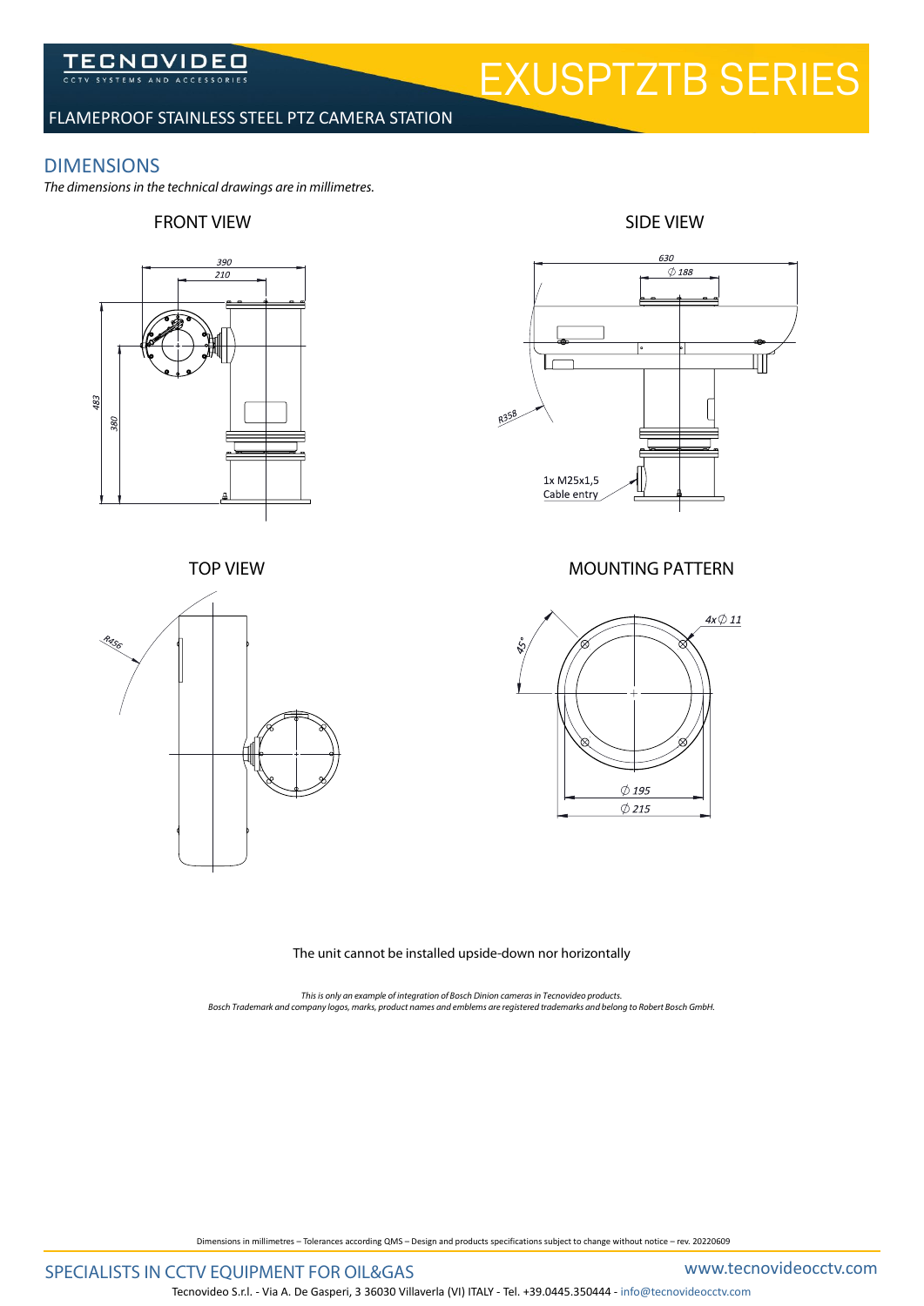# EXUSPTZTB SERIES

FLAMEPROOF STAINLESS STEEL PTZ CAMERA STATION

## DIMENSIONS

*The dimensions in the technical drawings are in millimetres.*

### FRONT VIEW

390
210
483
380

### SIDE VIEW

630
∅ 188
R358
1x M25x1,5
Cable entry

### TOP VIEW

R456

### MOUNTING PATTERN

4x ∅ 11
45°
∅ 195
∅ 215

The unit cannot be installed upside-down nor horizontally

*This is only an example of integration of Bosch Dinion cameras in Tecnovideo products.*
*Bosch Trademark and company logos, marks, product names and emblems are registered trademarks and belong to Robert Bosch GmbH.*

Dimensions in millimetres – Tolerances according QMS – Design and products specifications subject to change without notice – rev. 20220609

SPECIALISTS IN CCTV EQUIPMENT FOR OIL&GAS

www.tecnovideocctv.com

Tecnovideo S.r.l. - Via A. De Gasperi, 3 36030 Villaverla (VI) ITALY - Tel. +39.0445.350444 - info@tecnovideocctv.com